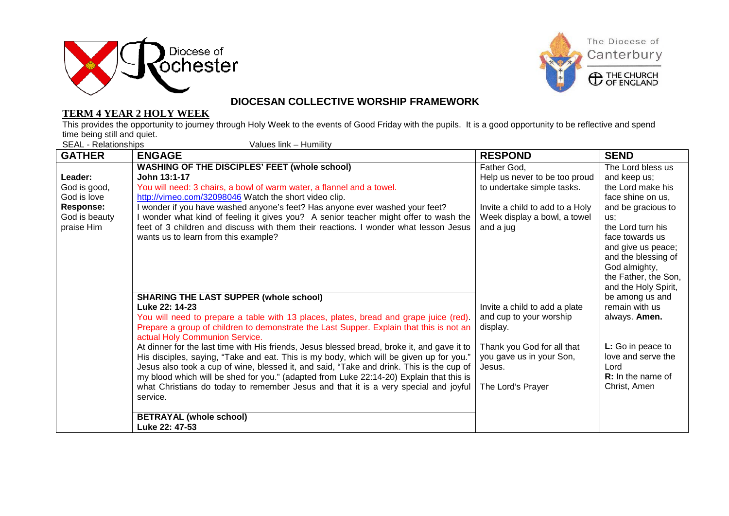Diocese of Rochester

The Diocese of Canterbury — THE CHURCH OF ENGLAND

## DIOCESAN COLLECTIVE WORSHIP FRAMEWORK

### TERM 4 YEAR 2 HOLY WEEK

This provides the opportunity to journey through Holy Week to the events of Good Friday with the pupils. It is a good opportunity to be reflective and spend time being still and quiet.

SEAL - Relationships Values link – Humility

| GATHER | ENGAGE | RESPOND | SEND |
|---|---|---|---|
| **Leader:**<br>God is good,<br>God is love<br>**Response:**<br>God is beauty<br>praise Him | **WASHING OF THE DISCIPLES' FEET (whole school)**<br>**John 13:1-17**<br>You will need: 3 chairs, a bowl of warm water, a flannel and a towel.<br>http://vimeo.com/32098046 Watch the short video clip.<br>I wonder if you have washed anyone's feet? Has anyone ever washed your feet?<br>I wonder what kind of feeling it gives you? A senior teacher might offer to wash the feet of 3 children and discuss with them their reactions. I wonder what lesson Jesus wants us to learn from this example? | Father God,<br>Help us never to be too proud to undertake simple tasks.<br><br>Invite a child to add to a Holy Week display a bowl, a towel and a jug | The Lord bless us and keep us;<br>the Lord make his face shine on us, and be gracious to us;<br>the Lord turn his face towards us and give us peace;<br>and the blessing of God almighty, the Father, the Son, and the Holy Spirit, be among us and remain with us always. **Amen.**<br><br>**L:** Go in peace to love and serve the Lord<br>**R:** In the name of Christ, Amen |
| | **SHARING THE LAST SUPPER (whole school)**<br>**Luke 22: 14-23**<br>You will need to prepare a table with 13 places, plates, bread and grape juice (red). Prepare a group of children to demonstrate the Last Supper. Explain that this is not an actual Holy Communion Service.<br>At dinner for the last time with His friends, Jesus blessed bread, broke it, and gave it to His disciples, saying, "Take and eat. This is my body, which will be given up for you." Jesus also took a cup of wine, blessed it, and said, "Take and drink. This is the cup of my blood which will be shed for you." (adapted from Luke 22:14-20) Explain that this is what Christians do today to remember Jesus and that it is a very special and joyful service. | Invite a child to add a plate and cup to your worship display.<br><br>Thank you God for all that you gave us in your Son, Jesus.<br><br>The Lord's Prayer | |
| | **BETRAYAL (whole school)**<br>**Luke 22: 47-53** | | |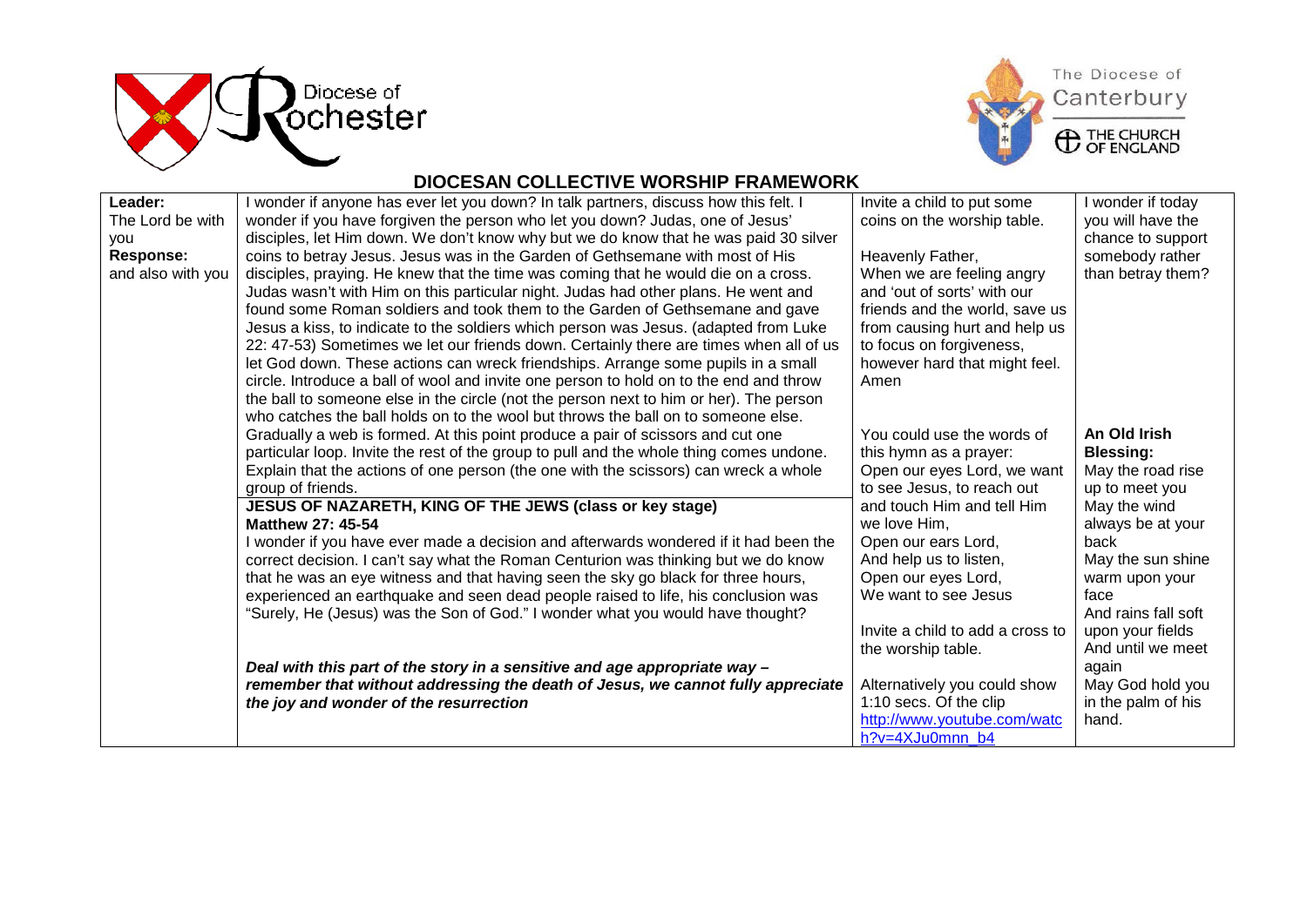## DIOCESAN COLLECTIVE WORSHIP FRAMEWORK

| | | | |
|---|---|---|---|
| **Leader:** The Lord be with you **Response:** and also with you | I wonder if anyone has ever let you down? In talk partners, discuss how this felt. I wonder if you have forgiven the person who let you down? Judas, one of Jesus' disciples, let Him down. We don't know why but we do know that he was paid 30 silver coins to betray Jesus. Jesus was in the Garden of Gethsemane with most of His disciples, praying. He knew that the time was coming that he would die on a cross. Judas wasn't with Him on this particular night. Judas had other plans. He went and found some Roman soldiers and took them to the Garden of Gethsemane and gave Jesus a kiss, to indicate to the soldiers which person was Jesus. (adapted from Luke 22: 47-53) Sometimes we let our friends down. Certainly there are times when all of us let God down. These actions can wreck friendships. Arrange some pupils in a small circle. Introduce a ball of wool and invite one person to hold on to the end and throw the ball to someone else in the circle (not the person next to him or her). The person who catches the ball holds on to the wool but throws the ball on to someone else. Gradually a web is formed. At this point produce a pair of scissors and cut one particular loop. Invite the rest of the group to pull and the whole thing comes undone. Explain that the actions of one person (the one with the scissors) can wreck a whole group of friends. | Invite a child to put some coins on the worship table.<br><br>Heavenly Father,<br>When we are feeling angry and 'out of sorts' with our friends and the world, save us from causing hurt and help us to focus on forgiveness, however hard that might feel.<br>Amen | I wonder if today you will have the chance to support somebody rather than betray them? |
| | **JESUS OF NAZARETH, KING OF THE JEWS (class or key stage)**<br>**Matthew 27: 45-54**<br>I wonder if you have ever made a decision and afterwards wondered if it had been the correct decision. I can't say what the Roman Centurion was thinking but we do know that he was an eye witness and that having seen the sky go black for three hours, experienced an earthquake and seen dead people raised to life, his conclusion was "Surely, He (Jesus) was the Son of God." I wonder what you would have thought?<br><br>***Deal with this part of the story in a sensitive and age appropriate way – remember that without addressing the death of Jesus, we cannot fully appreciate the joy and wonder of the resurrection*** | You could use the words of this hymn as a prayer:<br>Open our eyes Lord, we want to see Jesus, to reach out and touch Him and tell Him we love Him,<br>Open our ears Lord,<br>And help us to listen,<br>Open our eyes Lord,<br>We want to see Jesus<br><br>Invite a child to add a cross to the worship table.<br><br>Alternatively you could show 1:10 secs. Of the clip http://www.youtube.com/watch?v=4XJu0mnn_b4 | **An Old Irish Blessing:**<br>May the road rise up to meet you<br>May the wind always be at your back<br>May the sun shine warm upon your face<br>And rains fall soft upon your fields<br>And until we meet again<br>May God hold you in the palm of his hand. |